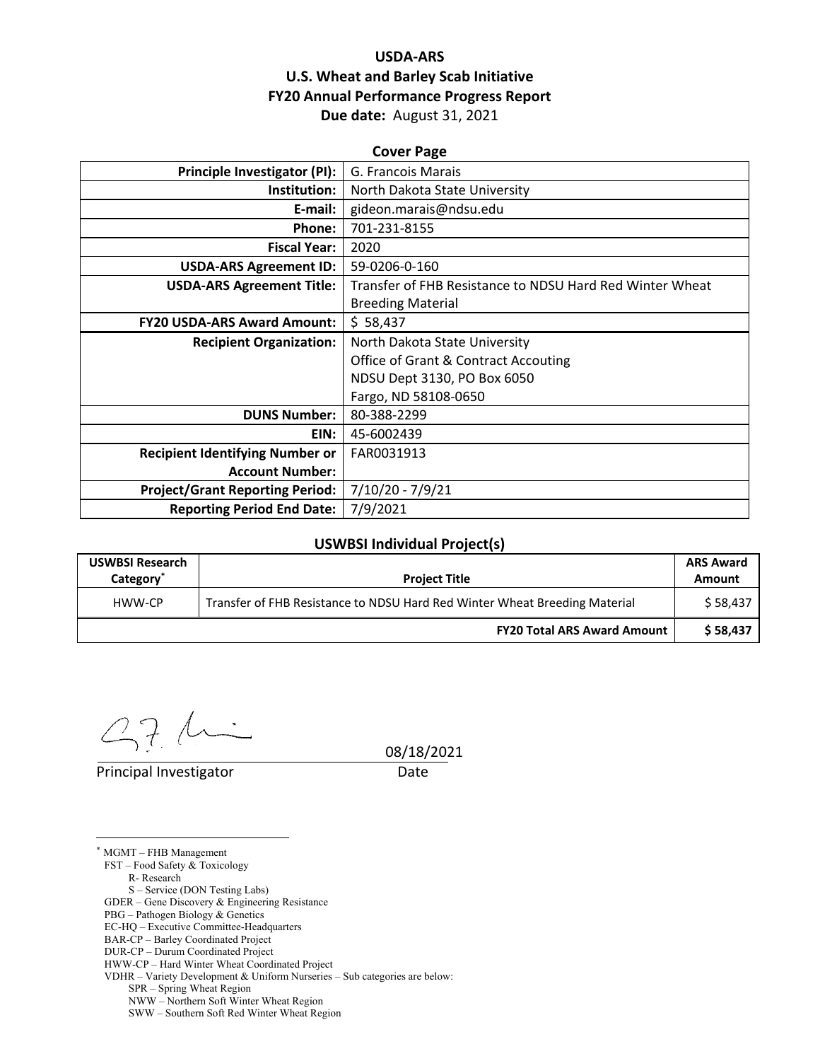**USDA-ARS**
**U.S. Wheat and Barley Scab Initiative**
**FY20 Annual Performance Progress Report**
**Due date:** August 31, 2021

**Cover Page**

| | |
|---|---|
| **Principle Investigator (PI):** | G. Francois Marais |
| **Institution:** | North Dakota State University |
| **E-mail:** | gideon.marais@ndsu.edu |
| **Phone:** | 701-231-8155 |
| **Fiscal Year:** | 2020 |
| **USDA-ARS Agreement ID:** | 59-0206-0-160 |
| **USDA-ARS Agreement Title:** | Transfer of FHB Resistance to NDSU Hard Red Winter Wheat Breeding Material |
| **FY20 USDA-ARS Award Amount:** | $ 58,437 |
| **Recipient Organization:** | North Dakota State University<br>Office of Grant & Contract Accouting<br>NDSU Dept 3130, PO Box 6050<br>Fargo, ND 58108-0650 |
| **DUNS Number:** | 80-388-2299 |
| **EIN:** | 45-6002439 |
| **Recipient Identifying Number or Account Number:** | FAR0031913 |
| **Project/Grant Reporting Period:** | 7/10/20 - 7/9/21 |
| **Reporting Period End Date:** | 7/9/2021 |

**USWBSI Individual Project(s)**

| USWBSI Research Category* | Project Title | ARS Award Amount |
|---|---|---|
| HWW-CP | Transfer of FHB Resistance to NDSU Hard Red Winter Wheat Breeding Material | $ 58,437 |
| | **FY20 Total ARS Award Amount** | **$ 58,437** |

Principal Investigator — Date: 08/18/2021

\* MGMT – FHB Management
FST – Food Safety & Toxicology
R- Research
S – Service (DON Testing Labs)
GDER – Gene Discovery & Engineering Resistance
PBG – Pathogen Biology & Genetics
EC-HQ – Executive Committee-Headquarters
BAR-CP – Barley Coordinated Project
DUR-CP – Durum Coordinated Project
HWW-CP – Hard Winter Wheat Coordinated Project
VDHR – Variety Development & Uniform Nurseries – Sub categories are below:
SPR – Spring Wheat Region
NWW – Northern Soft Winter Wheat Region
SWW – Southern Soft Red Winter Wheat Region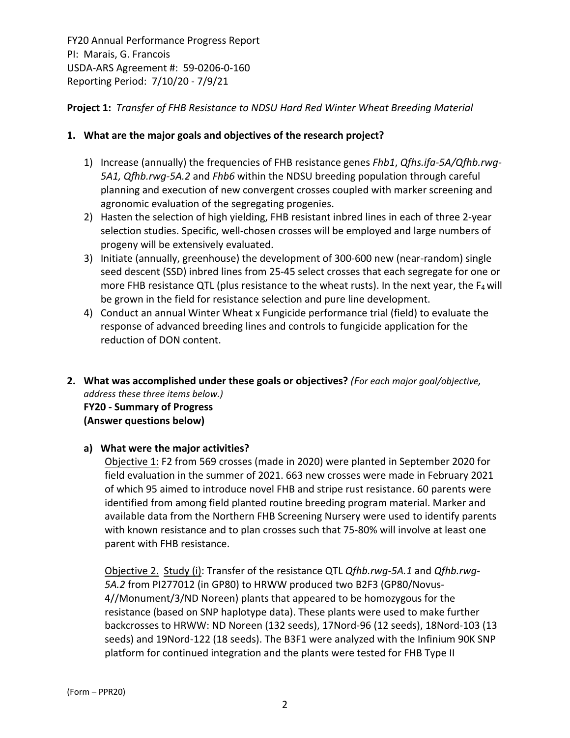FY20 Annual Performance Progress Report
PI: Marais, G. Francois
USDA-ARS Agreement #: 59-0206-0-160
Reporting Period: 7/10/20 - 7/9/21

**Project 1:** *Transfer of FHB Resistance to NDSU Hard Red Winter Wheat Breeding Material*

## 1. What are the major goals and objectives of the research project?

1) Increase (annually) the frequencies of FHB resistance genes *Fhb1*, *Qfhs.ifa-5A/Qfhb.rwg-5A1, Qfhb.rwg-5A.2* and *Fhb6* within the NDSU breeding population through careful planning and execution of new convergent crosses coupled with marker screening and agronomic evaluation of the segregating progenies.
2) Hasten the selection of high yielding, FHB resistant inbred lines in each of three 2-year selection studies. Specific, well-chosen crosses will be employed and large numbers of progeny will be extensively evaluated.
3) Initiate (annually, greenhouse) the development of 300-600 new (near-random) single seed descent (SSD) inbred lines from 25-45 select crosses that each segregate for one or more FHB resistance QTL (plus resistance to the wheat rusts). In the next year, the $F_4$ will be grown in the field for resistance selection and pure line development.
4) Conduct an annual Winter Wheat x Fungicide performance trial (field) to evaluate the response of advanced breeding lines and controls to fungicide application for the reduction of DON content.

## 2. What was accomplished under these goals or objectives? *(For each major goal/objective, address these three items below.)*

**FY20 - Summary of Progress**
**(Answer questions below)**

### a) What were the major activities?

Objective 1: F2 from 569 crosses (made in 2020) were planted in September 2020 for field evaluation in the summer of 2021. 663 new crosses were made in February 2021 of which 95 aimed to introduce novel FHB and stripe rust resistance. 60 parents were identified from among field planted routine breeding program material. Marker and available data from the Northern FHB Screening Nursery were used to identify parents with known resistance and to plan crosses such that 75-80% will involve at least one parent with FHB resistance.

Objective 2. Study (i): Transfer of the resistance QTL *Qfhb.rwg-5A.1* and *Qfhb.rwg-5A.2* from PI277012 (in GP80) to HRWW produced two B2F3 (GP80/Novus-4//Monument/3/ND Noreen) plants that appeared to be homozygous for the resistance (based on SNP haplotype data). These plants were used to make further backcrosses to HRWW: ND Noreen (132 seeds), 17Nord-96 (12 seeds), 18Nord-103 (13 seeds) and 19Nord-122 (18 seeds). The B3F1 were analyzed with the Infinium 90K SNP platform for continued integration and the plants were tested for FHB Type II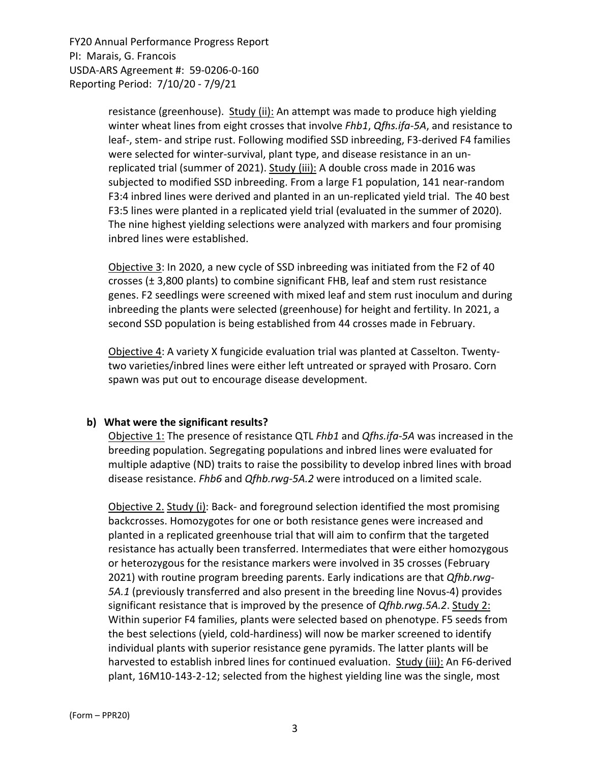resistance (greenhouse). Study (ii): An attempt was made to produce high yielding winter wheat lines from eight crosses that involve *Fhb1*, *Qfhs.ifa-5A*, and resistance to leaf-, stem- and stripe rust. Following modified SSD inbreeding, F3-derived F4 families were selected for winter-survival, plant type, and disease resistance in an un-replicated trial (summer of 2021). Study (iii): A double cross made in 2016 was subjected to modified SSD inbreeding. From a large F1 population, 141 near-random F3:4 inbred lines were derived and planted in an un-replicated yield trial. The 40 best F3:5 lines were planted in a replicated yield trial (evaluated in the summer of 2020). The nine highest yielding selections were analyzed with markers and four promising inbred lines were established.

Objective 3: In 2020, a new cycle of SSD inbreeding was initiated from the F2 of 40 crosses (± 3,800 plants) to combine significant FHB, leaf and stem rust resistance genes. F2 seedlings were screened with mixed leaf and stem rust inoculum and during inbreeding the plants were selected (greenhouse) for height and fertility. In 2021, a second SSD population is being established from 44 crosses made in February.

Objective 4: A variety X fungicide evaluation trial was planted at Casselton. Twenty-two varieties/inbred lines were either left untreated or sprayed with Prosaro. Corn spawn was put out to encourage disease development.

**b) What were the significant results?**

Objective 1: The presence of resistance QTL *Fhb1* and *Qfhs.ifa-5A* was increased in the breeding population. Segregating populations and inbred lines were evaluated for multiple adaptive (ND) traits to raise the possibility to develop inbred lines with broad disease resistance. *Fhb6* and *Qfhb.rwg-5A.2* were introduced on a limited scale.

Objective 2. Study (i): Back- and foreground selection identified the most promising backcrosses. Homozygotes for one or both resistance genes were increased and planted in a replicated greenhouse trial that will aim to confirm that the targeted resistance has actually been transferred. Intermediates that were either homozygous or heterozygous for the resistance markers were involved in 35 crosses (February 2021) with routine program breeding parents. Early indications are that *Qfhb.rwg-5A.1* (previously transferred and also present in the breeding line Novus-4) provides significant resistance that is improved by the presence of *Qfhb.rwg.5A.2*. Study 2: Within superior F4 families, plants were selected based on phenotype. F5 seeds from the best selections (yield, cold-hardiness) will now be marker screened to identify individual plants with superior resistance gene pyramids. The latter plants will be harvested to establish inbred lines for continued evaluation. Study (iii): An F6-derived plant, 16M10-143-2-12; selected from the highest yielding line was the single, most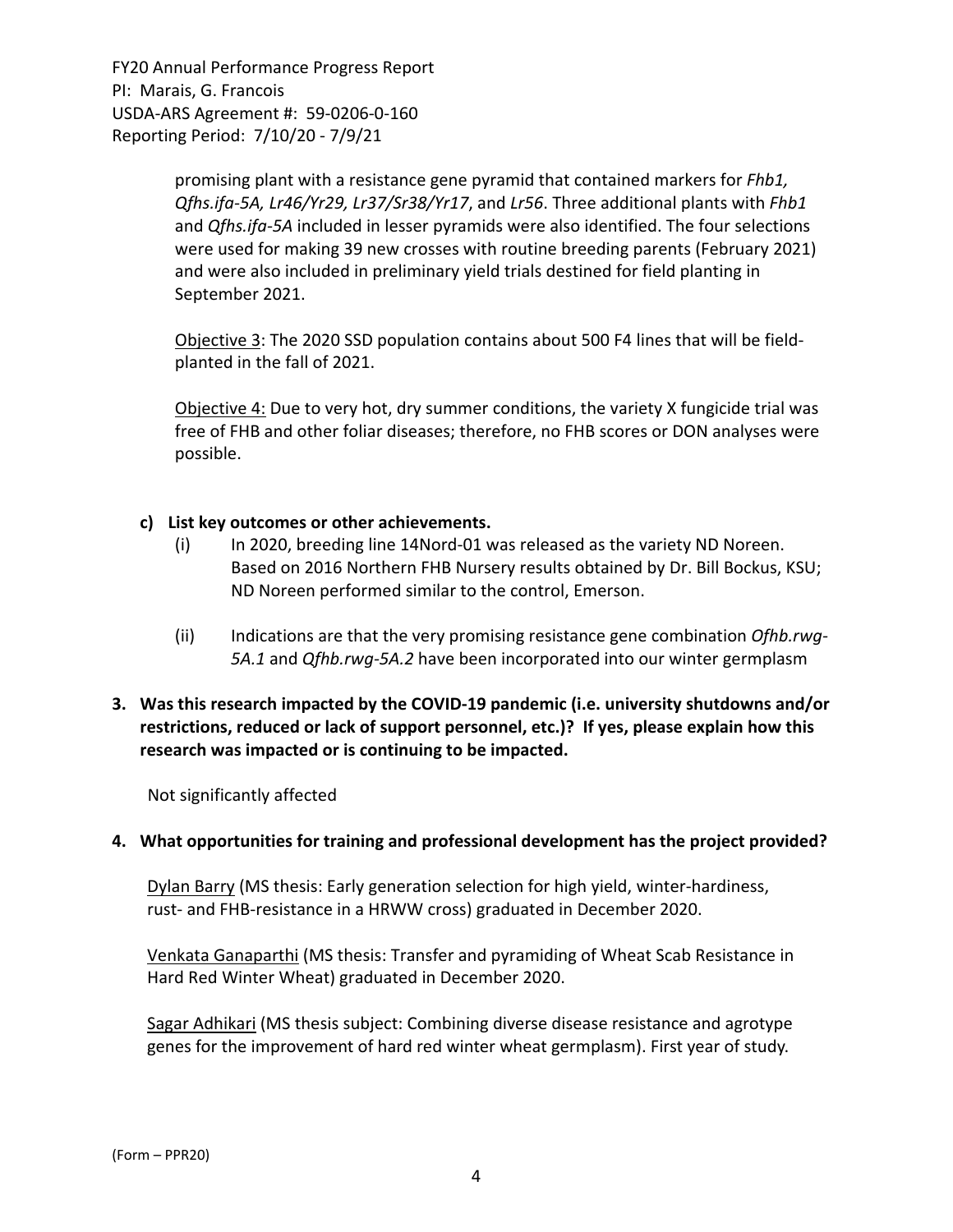promising plant with a resistance gene pyramid that contained markers for *Fhb1, Qfhs.ifa-5A, Lr46/Yr29, Lr37/Sr38/Yr17*, and *Lr56*. Three additional plants with *Fhb1* and *Qfhs.ifa-5A* included in lesser pyramids were also identified. The four selections were used for making 39 new crosses with routine breeding parents (February 2021) and were also included in preliminary yield trials destined for field planting in September 2021.

Objective 3: The 2020 SSD population contains about 500 F4 lines that will be field-planted in the fall of 2021.

Objective 4: Due to very hot, dry summer conditions, the variety X fungicide trial was free of FHB and other foliar diseases; therefore, no FHB scores or DON analyses were possible.

**c) List key outcomes or other achievements.**

(i) In 2020, breeding line 14Nord-01 was released as the variety ND Noreen. Based on 2016 Northern FHB Nursery results obtained by Dr. Bill Bockus, KSU; ND Noreen performed similar to the control, Emerson.

(ii) Indications are that the very promising resistance gene combination *Ofhb.rwg-5A.1* and *Qfhb.rwg-5A.2* have been incorporated into our winter germplasm

**3. Was this research impacted by the COVID-19 pandemic (i.e. university shutdowns and/or restrictions, reduced or lack of support personnel, etc.)? If yes, please explain how this research was impacted or is continuing to be impacted.**

Not significantly affected

**4. What opportunities for training and professional development has the project provided?**

Dylan Barry (MS thesis: Early generation selection for high yield, winter-hardiness, rust- and FHB-resistance in a HRWW cross) graduated in December 2020.

Venkata Ganaparthi (MS thesis: Transfer and pyramiding of Wheat Scab Resistance in Hard Red Winter Wheat) graduated in December 2020.

Sagar Adhikari (MS thesis subject: Combining diverse disease resistance and agrotype genes for the improvement of hard red winter wheat germplasm). First year of study.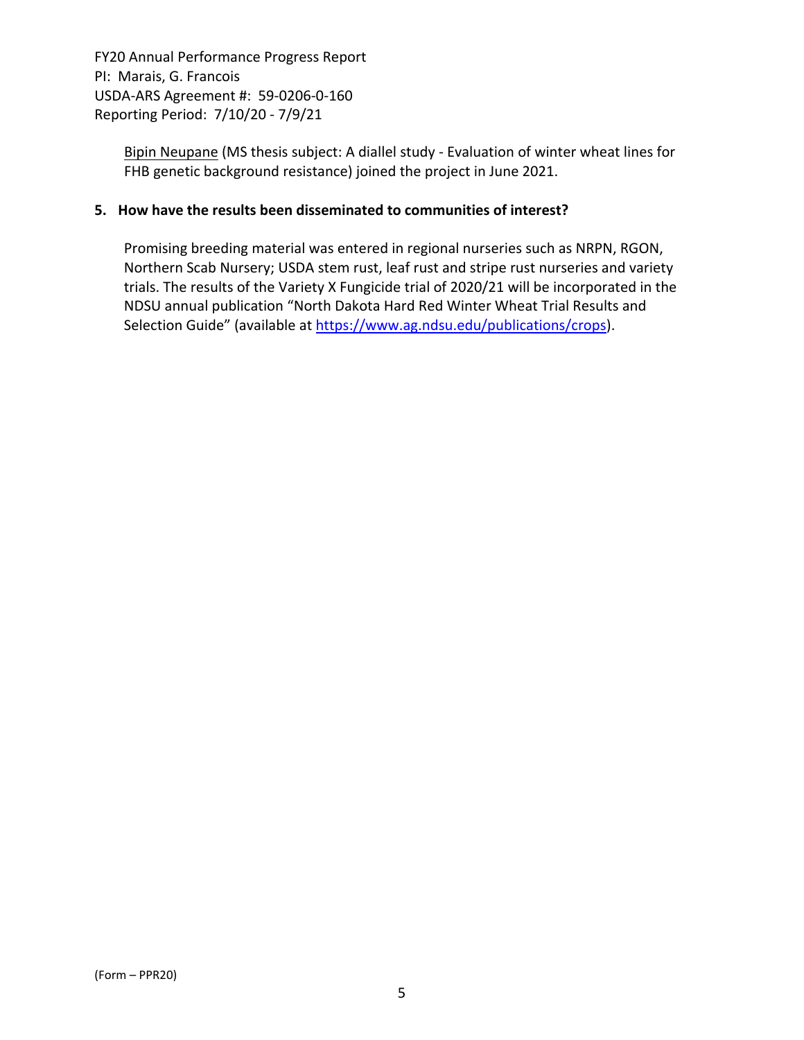Bipin Neupane (MS thesis subject: A diallel study - Evaluation of winter wheat lines for FHB genetic background resistance) joined the project in June 2021.

**5. How have the results been disseminated to communities of interest?**

Promising breeding material was entered in regional nurseries such as NRPN, RGON, Northern Scab Nursery; USDA stem rust, leaf rust and stripe rust nurseries and variety trials. The results of the Variety X Fungicide trial of 2020/21 will be incorporated in the NDSU annual publication "North Dakota Hard Red Winter Wheat Trial Results and Selection Guide" (available at https://www.ag.ndsu.edu/publications/crops).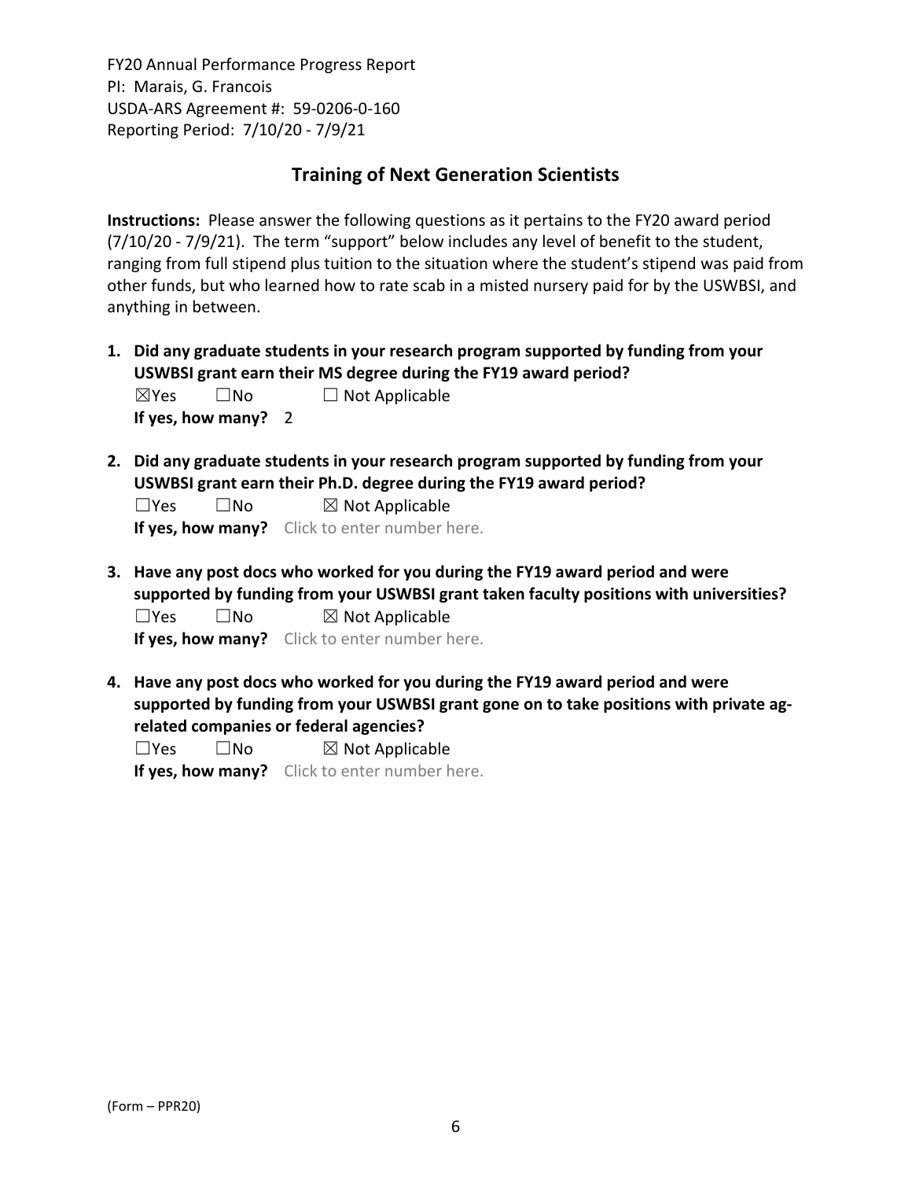FY20 Annual Performance Progress Report
PI: Marais, G. Francois
USDA-ARS Agreement #: 59-0206-0-160
Reporting Period: 7/10/20 - 7/9/21

## Training of Next Generation Scientists

**Instructions:** Please answer the following questions as it pertains to the FY20 award period (7/10/20 - 7/9/21). The term "support" below includes any level of benefit to the student, ranging from full stipend plus tuition to the situation where the student's stipend was paid from other funds, but who learned how to rate scab in a misted nursery paid for by the USWBSI, and anything in between.

1. **Did any graduate students in your research program supported by funding from your USWBSI grant earn their MS degree during the FY19 award period?**
   ☒Yes ☐No ☐ Not Applicable
   **If yes, how many?** 2

2. **Did any graduate students in your research program supported by funding from your USWBSI grant earn their Ph.D. degree during the FY19 award period?**
   ☐Yes ☐No ☒ Not Applicable
   **If yes, how many?** Click to enter number here.

3. **Have any post docs who worked for you during the FY19 award period and were supported by funding from your USWBSI grant taken faculty positions with universities?**
   ☐Yes ☐No ☒ Not Applicable
   **If yes, how many?** Click to enter number here.

4. **Have any post docs who worked for you during the FY19 award period and were supported by funding from your USWBSI grant gone on to take positions with private ag-related companies or federal agencies?**
   ☐Yes ☐No ☒ Not Applicable
   **If yes, how many?** Click to enter number here.

(Form – PPR20)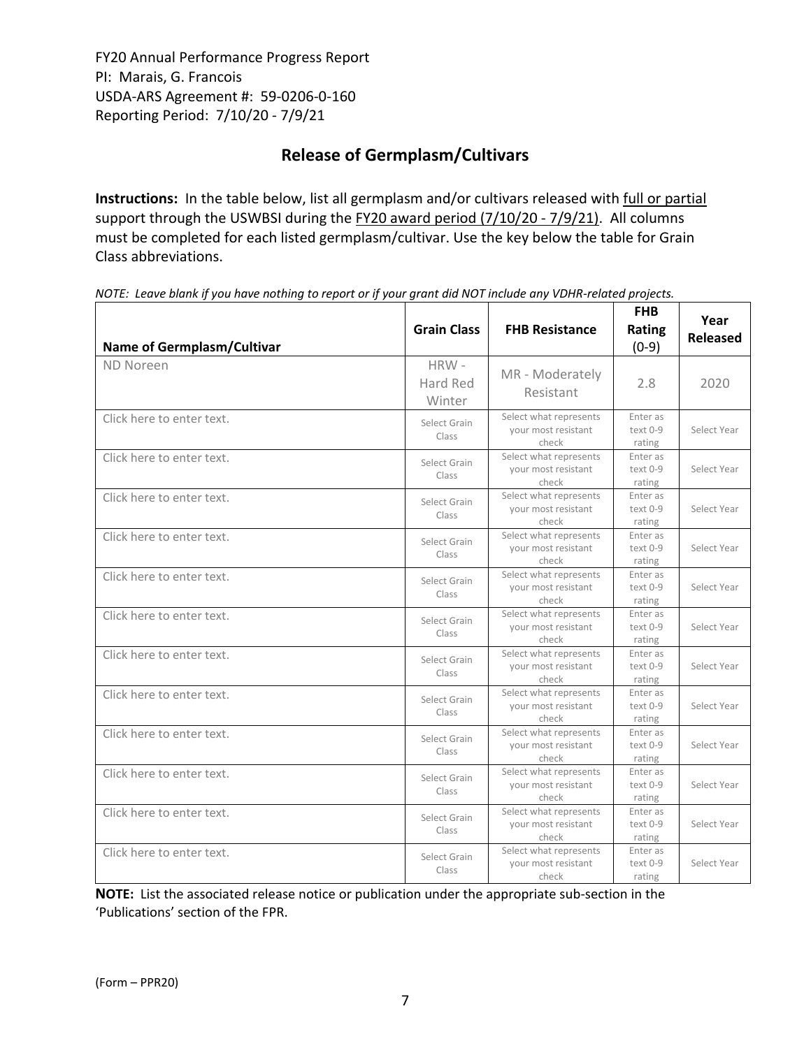FY20 Annual Performance Progress Report
PI: Marais, G. Francois
USDA-ARS Agreement #: 59-0206-0-160
Reporting Period: 7/10/20 - 7/9/21

## Release of Germplasm/Cultivars

**Instructions:** In the table below, list all germplasm and/or cultivars released with full or partial support through the USWBSI during the FY20 award period (7/10/20 - 7/9/21). All columns must be completed for each listed germplasm/cultivar. Use the key below the table for Grain Class abbreviations.

*NOTE: Leave blank if you have nothing to report or if your grant did NOT include any VDHR-related projects.*

| Name of Germplasm/Cultivar | Grain Class | FHB Resistance | FHB Rating (0-9) | Year Released |
|---|---|---|---|---|
| ND Noreen | HRW - Hard Red Winter | MR - Moderately Resistant | 2.8 | 2020 |
| Click here to enter text. | Select Grain Class | Select what represents your most resistant check | Enter as text 0-9 rating | Select Year |
| Click here to enter text. | Select Grain Class | Select what represents your most resistant check | Enter as text 0-9 rating | Select Year |
| Click here to enter text. | Select Grain Class | Select what represents your most resistant check | Enter as text 0-9 rating | Select Year |
| Click here to enter text. | Select Grain Class | Select what represents your most resistant check | Enter as text 0-9 rating | Select Year |
| Click here to enter text. | Select Grain Class | Select what represents your most resistant check | Enter as text 0-9 rating | Select Year |
| Click here to enter text. | Select Grain Class | Select what represents your most resistant check | Enter as text 0-9 rating | Select Year |
| Click here to enter text. | Select Grain Class | Select what represents your most resistant check | Enter as text 0-9 rating | Select Year |
| Click here to enter text. | Select Grain Class | Select what represents your most resistant check | Enter as text 0-9 rating | Select Year |
| Click here to enter text. | Select Grain Class | Select what represents your most resistant check | Enter as text 0-9 rating | Select Year |
| Click here to enter text. | Select Grain Class | Select what represents your most resistant check | Enter as text 0-9 rating | Select Year |
| Click here to enter text. | Select Grain Class | Select what represents your most resistant check | Enter as text 0-9 rating | Select Year |
| Click here to enter text. | Select Grain Class | Select what represents your most resistant check | Enter as text 0-9 rating | Select Year |

**NOTE:** List the associated release notice or publication under the appropriate sub-section in the 'Publications' section of the FPR.

(Form – PPR20)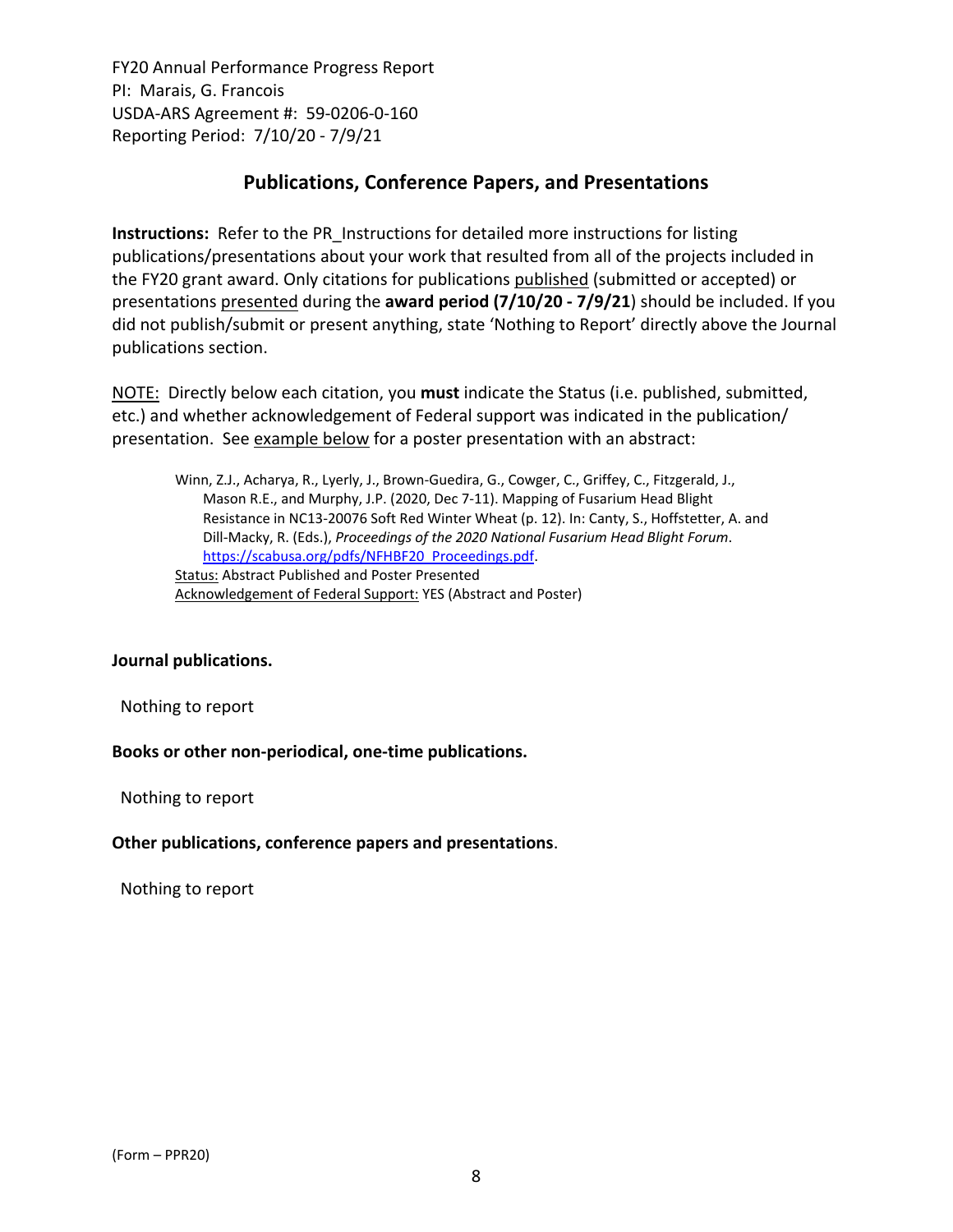FY20 Annual Performance Progress Report
PI: Marais, G. Francois
USDA-ARS Agreement #: 59-0206-0-160
Reporting Period: 7/10/20 - 7/9/21

## Publications, Conference Papers, and Presentations

**Instructions:** Refer to the PR_Instructions for detailed more instructions for listing publications/presentations about your work that resulted from all of the projects included in the FY20 grant award. Only citations for publications published (submitted or accepted) or presentations presented during the **award period (7/10/20 - 7/9/21)** should be included. If you did not publish/submit or present anything, state 'Nothing to Report' directly above the Journal publications section.

NOTE: Directly below each citation, you **must** indicate the Status (i.e. published, submitted, etc.) and whether acknowledgement of Federal support was indicated in the publication/ presentation. See example below for a poster presentation with an abstract:

> Winn, Z.J., Acharya, R., Lyerly, J., Brown-Guedira, G., Cowger, C., Griffey, C., Fitzgerald, J., Mason R.E., and Murphy, J.P. (2020, Dec 7-11). Mapping of Fusarium Head Blight Resistance in NC13-20076 Soft Red Winter Wheat (p. 12). In: Canty, S., Hoffstetter, A. and Dill-Macky, R. (Eds.), *Proceedings of the 2020 National Fusarium Head Blight Forum*. https://scabusa.org/pdfs/NFHBF20_Proceedings.pdf.
> Status: Abstract Published and Poster Presented
> Acknowledgement of Federal Support: YES (Abstract and Poster)

**Journal publications.**

Nothing to report

**Books or other non-periodical, one-time publications.**

Nothing to report

**Other publications, conference papers and presentations**.

Nothing to report

(Form – PPR20)